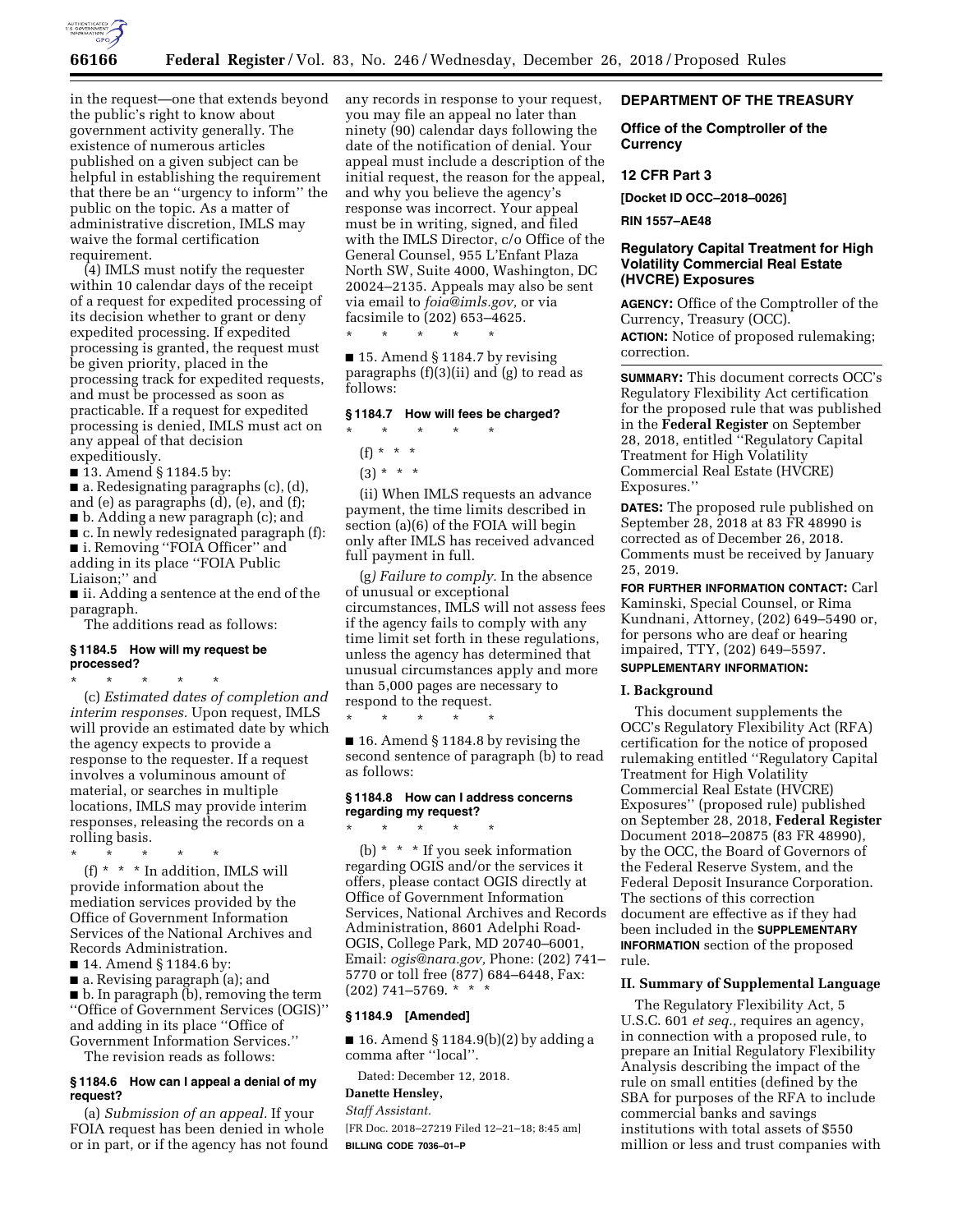in the request—one that extends beyond the public's right to know about government activity generally. The existence of numerous articles published on a given subject can be helpful in establishing the requirement that there be an ''urgency to inform'' the public on the topic. As a matter of administrative discretion, IMLS may waive the formal certification requirement.

(4) IMLS must notify the requester within 10 calendar days of the receipt of a request for expedited processing of its decision whether to grant or deny expedited processing. If expedited processing is granted, the request must be given priority, placed in the processing track for expedited requests, and must be processed as soon as practicable. If a request for expedited processing is denied, IMLS must act on any appeal of that decision expeditiously.

■ 13. Amend § 1184.5 by:

■ a. Redesignating paragraphs (c), (d), and (e) as paragraphs (d), (e), and (f);

■ b. Adding a new paragraph (c); and

■ c. In newly redesignated paragraph (f):

■ i. Removing ''FOIA Officer'' and adding in its place ''FOIA Public Liaison;'' and

■ ii. Adding a sentence at the end of the paragraph.

The additions read as follows:

#### § 1184.5 How will my request be processed?

\* \* \* \* \*

(c) *Estimated dates of completion and interim responses.* Upon request, IMLS will provide an estimated date by which the agency expects to provide a response to the requester. If a request involves a voluminous amount of material, or searches in multiple locations, IMLS may provide interim responses, releasing the records on a rolling basis.

\* \* \* \* \*

(f) \* \* \* In addition, IMLS will provide information about the mediation services provided by the Office of Government Information Services of the National Archives and Records Administration.

■ 14. Amend § 1184.6 by:

■ a. Revising paragraph (a); and

■ b. In paragraph (b), removing the term ''Office of Government Services (OGIS)'' and adding in its place ''Office of Government Information Services.''

The revision reads as follows:

#### § 1184.6 How can I appeal a denial of my request?

(a) *Submission of an appeal.* If your FOIA request has been denied in whole or in part, or if the agency has not found any records in response to your request, you may file an appeal no later than ninety (90) calendar days following the date of the notification of denial. Your appeal must include a description of the initial request, the reason for the appeal, and why you believe the agency's response was incorrect. Your appeal must be in writing, signed, and filed with the IMLS Director, c/o Office of the General Counsel, 955 L'Enfant Plaza North SW, Suite 4000, Washington, DC 20024–2135. Appeals may also be sent via email to *foia@imls.gov,* or via facsimile to (202) 653–4625.

\* \* \* \* \*

■ 15. Amend § 1184.7 by revising paragraphs (f)(3)(ii) and (g) to read as follows:

#### § 1184.7 How will fees be charged?

\* \* \* \* \*

(f) \* \* \*

(3) \* \* \*

(ii) When IMLS requests an advance payment, the time limits described in section (a)(6) of the FOIA will begin only after IMLS has received advanced full payment in full.

(g) *Failure to comply.* In the absence of unusual or exceptional circumstances, IMLS will not assess fees if the agency fails to comply with any time limit set forth in these regulations, unless the agency has determined that unusual circumstances apply and more than 5,000 pages are necessary to respond to the request.

\* \* \* \* \*

■ 16. Amend § 1184.8 by revising the second sentence of paragraph (b) to read as follows:

#### § 1184.8 How can I address concerns regarding my request?

\* \* \* \* \*

(b) \* \* \* If you seek information regarding OGIS and/or the services it offers, please contact OGIS directly at Office of Government Information Services, National Archives and Records Administration, 8601 Adelphi Road-OGIS, College Park, MD 20740–6001, Email: *ogis@nara.gov,* Phone: (202) 741–5770 or toll free (877) 684–6448, Fax: (202) 741–5769. \* \* \*

#### § 1184.9 [Amended]

■ 16. Amend § 1184.9(b)(2) by adding a comma after ''local''.

Dated: December 12, 2018.

**Danette Hensley,**

*Staff Assistant.*

[FR Doc. 2018–27219 Filed 12–21–18; 8:45 am]

**BILLING CODE 7036–01–P**

## DEPARTMENT OF THE TREASURY

### Office of the Comptroller of the Currency

### 12 CFR Part 3

**[Docket ID OCC–2018–0026]**

**RIN 1557–AE48**

### Regulatory Capital Treatment for High Volatility Commercial Real Estate (HVCRE) Exposures

**AGENCY:** Office of the Comptroller of the Currency, Treasury (OCC).

**ACTION:** Notice of proposed rulemaking; correction.

**SUMMARY:** This document corrects OCC's Regulatory Flexibility Act certification for the proposed rule that was published in the **Federal Register** on September 28, 2018, entitled ''Regulatory Capital Treatment for High Volatility Commercial Real Estate (HVCRE) Exposures.''

**DATES:** The proposed rule published on September 28, 2018 at 83 FR 48990 is corrected as of December 26, 2018. Comments must be received by January 25, 2019.

**FOR FURTHER INFORMATION CONTACT:** Carl Kaminski, Special Counsel, or Rima Kundnani, Attorney, (202) 649–5490 or, for persons who are deaf or hearing impaired, TTY, (202) 649–5597.

**SUPPLEMENTARY INFORMATION:**

#### I. Background

This document supplements the OCC's Regulatory Flexibility Act (RFA) certification for the notice of proposed rulemaking entitled ''Regulatory Capital Treatment for High Volatility Commercial Real Estate (HVCRE) Exposures'' (proposed rule) published on September 28, 2018, **Federal Register** Document 2018–20875 (83 FR 48990), by the OCC, the Board of Governors of the Federal Reserve System, and the Federal Deposit Insurance Corporation. The sections of this correction document are effective as if they had been included in the **SUPPLEMENTARY INFORMATION** section of the proposed rule.

#### II. Summary of Supplemental Language

The Regulatory Flexibility Act, 5 U.S.C. 601 *et seq.,* requires an agency, in connection with a proposed rule, to prepare an Initial Regulatory Flexibility Analysis describing the impact of the rule on small entities (defined by the SBA for purposes of the RFA to include commercial banks and savings institutions with total assets of $550 million or less and trust companies with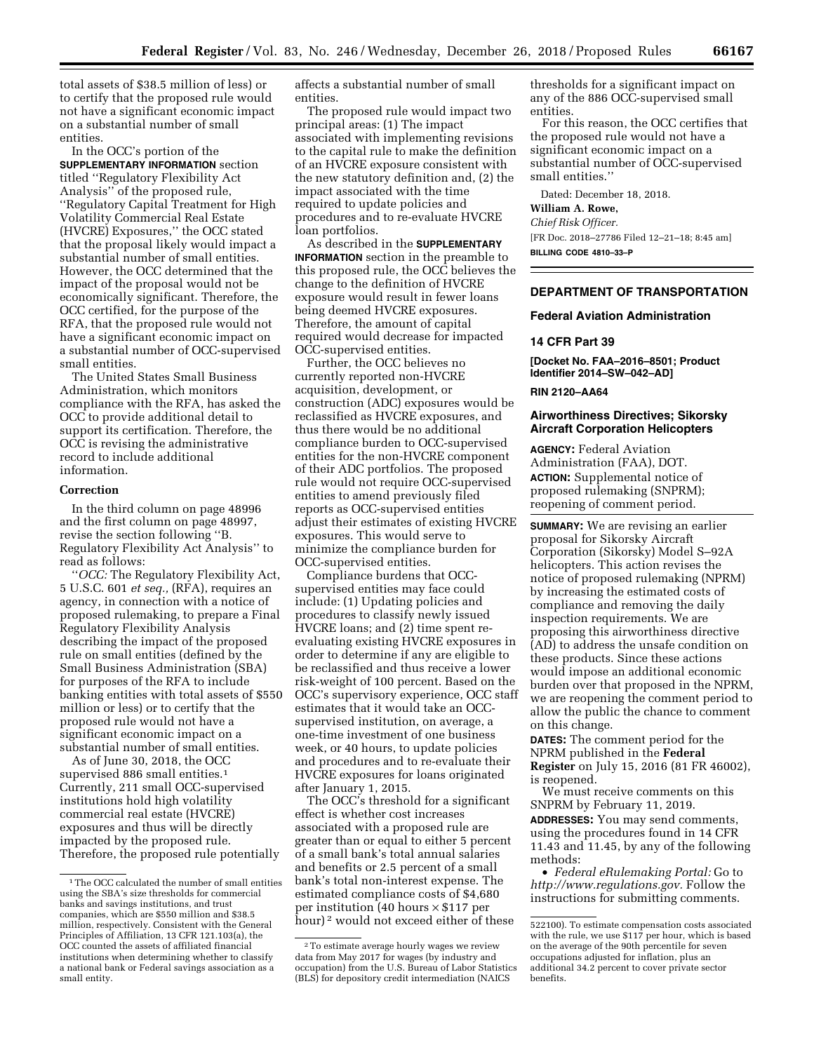total assets of $38.5 million of less) or to certify that the proposed rule would not have a significant economic impact on a substantial number of small entities.

In the OCC's portion of the **SUPPLEMENTARY INFORMATION** section titled "Regulatory Flexibility Act Analysis" of the proposed rule, "Regulatory Capital Treatment for High Volatility Commercial Real Estate (HVCRE) Exposures," the OCC stated that the proposal likely would impact a substantial number of small entities. However, the OCC determined that the impact of the proposal would not be economically significant. Therefore, the OCC certified, for the purpose of the RFA, that the proposed rule would not have a significant economic impact on a substantial number of OCC-supervised small entities.

The United States Small Business Administration, which monitors compliance with the RFA, has asked the OCC to provide additional detail to support its certification. Therefore, the OCC is revising the administrative record to include additional information.

### Correction

In the third column on page 48996 and the first column on page 48997, revise the section following "B. Regulatory Flexibility Act Analysis" to read as follows:

"*OCC:* The Regulatory Flexibility Act, 5 U.S.C. 601 *et seq.,* (RFA), requires an agency, in connection with a notice of proposed rulemaking, to prepare a Final Regulatory Flexibility Analysis describing the impact of the proposed rule on small entities (defined by the Small Business Administration (SBA) for purposes of the RFA to include banking entities with total assets of $550 million or less) or to certify that the proposed rule would not have a significant economic impact on a substantial number of small entities.

As of June 30, 2018, the OCC supervised 886 small entities.[1] Currently, 211 small OCC-supervised institutions hold high volatility commercial real estate (HVCRE) exposures and thus will be directly impacted by the proposed rule. Therefore, the proposed rule potentially affects a substantial number of small entities.

The proposed rule would impact two principal areas: (1) The impact associated with implementing revisions to the capital rule to make the definition of an HVCRE exposure consistent with the new statutory definition and, (2) the impact associated with the time required to update policies and procedures and to re-evaluate HVCRE loan portfolios.

As described in the **SUPPLEMENTARY INFORMATION** section in the preamble to this proposed rule, the OCC believes the change to the definition of HVCRE exposure would result in fewer loans being deemed HVCRE exposures. Therefore, the amount of capital required would decrease for impacted OCC-supervised entities.

Further, the OCC believes no currently reported non-HVCRE acquisition, development, or construction (ADC) exposures would be reclassified as HVCRE exposures, and thus there would be no additional compliance burden to OCC-supervised entities for the non-HVCRE component of their ADC portfolios. The proposed rule would not require OCC-supervised entities to amend previously filed reports as OCC-supervised entities adjust their estimates of existing HVCRE exposures. This would serve to minimize the compliance burden for OCC-supervised entities.

Compliance burdens that OCC-supervised entities may face could include: (1) Updating policies and procedures to classify newly issued HVCRE loans; and (2) time spent re-evaluating existing HVCRE exposures in order to determine if any are eligible to be reclassified and thus receive a lower risk-weight of 100 percent. Based on the OCC's supervisory experience, OCC staff estimates that it would take an OCC-supervised institution, on average, a one-time investment of one business week, or 40 hours, to update policies and procedures and to re-evaluate their HVCRE exposures for loans originated after January 1, 2015.

The OCC's threshold for a significant effect is whether cost increases associated with a proposed rule are greater than or equal to either 5 percent of a small bank's total annual salaries and benefits or 2.5 percent of a small bank's total non-interest expense. The estimated compliance costs of $4,680 per institution (40 hours × $117 per hour)[2] would not exceed either of these thresholds for a significant impact on any of the 886 OCC-supervised small entities.

For this reason, the OCC certifies that the proposed rule would not have a significant economic impact on a substantial number of OCC-supervised small entities."

Dated: December 18, 2018.

**William A. Rowe,**
*Chief Risk Officer.*

[FR Doc. 2018–27786 Filed 12–21–18; 8:45 am]

**BILLING CODE 4810–33–P**

[1] The OCC calculated the number of small entities using the SBA's size thresholds for commercial banks and savings institutions, and trust companies, which are $550 million and $38.5 million, respectively. Consistent with the General Principles of Affiliation, 13 CFR 121.103(a), the OCC counted the assets of affiliated financial institutions when determining whether to classify a national bank or Federal savings association as a small entity.

[2] To estimate average hourly wages we review data from May 2017 for wages (by industry and occupation) from the U.S. Bureau of Labor Statistics (BLS) for depository credit intermediation (NAICS 522100). To estimate compensation costs associated with the rule, we use $117 per hour, which is based on the average of the 90th percentile for seven occupations adjusted for inflation, plus an additional 34.2 percent to cover private sector benefits.

---

## DEPARTMENT OF TRANSPORTATION

### Federal Aviation Administration

### 14 CFR Part 39

**[Docket No. FAA–2016–8501; Product Identifier 2014–SW–042–AD]**

**RIN 2120–AA64**

### Airworthiness Directives; Sikorsky Aircraft Corporation Helicopters

**AGENCY:** Federal Aviation Administration (FAA), DOT.

**ACTION:** Supplemental notice of proposed rulemaking (SNPRM); reopening of comment period.

**SUMMARY:** We are revising an earlier proposal for Sikorsky Aircraft Corporation (Sikorsky) Model S–92A helicopters. This action revises the notice of proposed rulemaking (NPRM) by increasing the estimated costs of compliance and removing the daily inspection requirements. We are proposing this airworthiness directive (AD) to address the unsafe condition on these products. Since these actions would impose an additional economic burden over that proposed in the NPRM, we are reopening the comment period to allow the public the chance to comment on this change.

**DATES:** The comment period for the NPRM published in the **Federal Register** on July 15, 2016 (81 FR 46002), is reopened.

We must receive comments on this SNPRM by February 11, 2019.

**ADDRESSES:** You may send comments, using the procedures found in 14 CFR 11.43 and 11.45, by any of the following methods:

- *Federal eRulemaking Portal:* Go to *http://www.regulations.gov.* Follow the instructions for submitting comments.